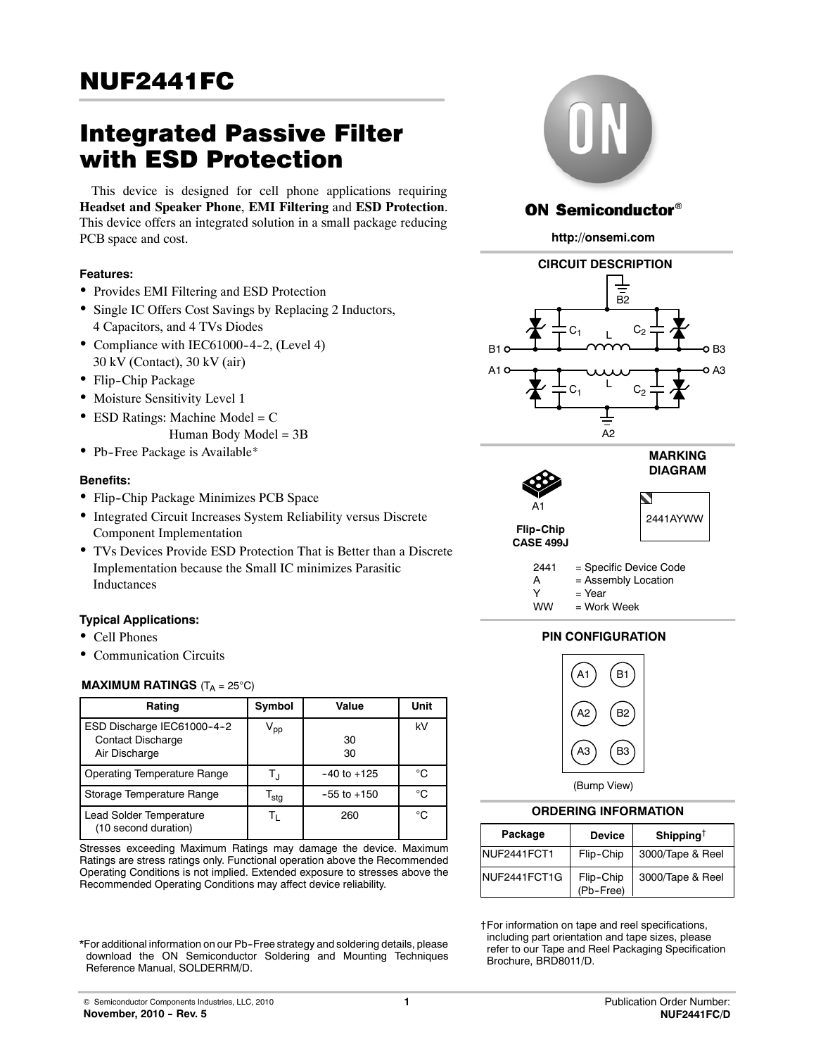# NUF2441FC

# Integrated Passive Filter with ESD Protection

This device is designed for cell phone applications requiring **Headset and Speaker Phone**, **EMI Filtering** and **ESD Protection**. This device offers an integrated solution in a small package reducing PCB space and cost.

### Features:

- Provides EMI Filtering and ESD Protection
- Single IC Offers Cost Savings by Replacing 2 Inductors, 4 Capacitors, and 4 TVs Diodes
- Compliance with IEC61000-4-2, (Level 4) 30 kV (Contact), 30 kV (air)
- Flip-Chip Package
- Moisture Sensitivity Level 1
- ESD Ratings: Machine Model = C
  Human Body Model = 3B
- Pb-Free Package is Available*

### Benefits:

- Flip-Chip Package Minimizes PCB Space
- Integrated Circuit Increases System Reliability versus Discrete Component Implementation
- TVs Devices Provide ESD Protection That is Better than a Discrete Implementation because the Small IC minimizes Parasitic Inductances

### Typical Applications:

- Cell Phones
- Communication Circuits

### MAXIMUM RATINGS ($T_A$ = 25°C)

| Rating | Symbol | Value | Unit |
|---|---|---|---|
| ESD Discharge IEC61000-4-2<br>Contact Discharge<br>Air Discharge | $V_{pp}$ | <br>30<br>30 | kV |
| Operating Temperature Range | $T_J$ | -40 to +125 | °C |
| Storage Temperature Range | $T_{stg}$ | -55 to +150 | °C |
| Lead Solder Temperature (10 second duration) | $T_L$ | 260 | °C |

Stresses exceeding Maximum Ratings may damage the device. Maximum Ratings are stress ratings only. Functional operation above the Recommended Operating Conditions is not implied. Extended exposure to stresses above the Recommended Operating Conditions may affect device reliability.

*For additional information on our Pb-Free strategy and soldering details, please download the ON Semiconductor Soldering and Mounting Techniques Reference Manual, SOLDERRM/D.

**ON Semiconductor®**

**http://onsemi.com**

### CIRCUIT DESCRIPTION

B2, B1, B3, A1, A3, A2, $C_1$, $C_2$, L, $C_1$, $C_2$, L

### MARKING DIAGRAM

Flip-Chip
CASE 499J

A1

2441AYWW

2441 = Specific Device Code
A = Assembly Location
Y = Year
WW = Work Week

### PIN CONFIGURATION

| | |
|---|---|
| A1 | B1 |
| A2 | B2 |
| A3 | B3 |

(Bump View)

### ORDERING INFORMATION

| Package | Device | Shipping† |
|---|---|---|
| NUF2441FCT1 | Flip-Chip | 3000/Tape & Reel |
| NUF2441FCT1G | Flip-Chip (Pb-Free) | 3000/Tape & Reel |

†For information on tape and reel specifications, including part orientation and tape sizes, please refer to our Tape and Reel Packaging Specification Brochure, BRD8011/D.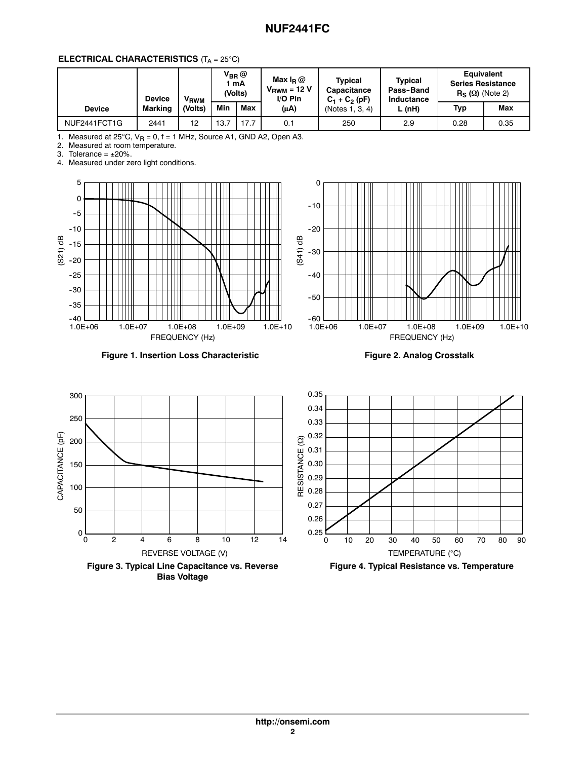**ELECTRICAL CHARACTERISTICS** ($T_A$ = 25°C)

| Device | Device Marking | $V_{RWM}$ (Volts) | $V_{BR}$ @ 1 mA (Volts) | | Max $I_R$ @ $V_{RWM}$ = 12 V I/O Pin (μA) | Typical Capacitance $C_1 + C_2$ (pF) (Notes 1, 3, 4) | Typical Pass-Band Inductance L (nH) | Equivalent Series Resistance $R_S$ (Ω) (Note 2) | |
|---|---|---|---|---|---|---|---|---|---|
| | | | Min | Max | | | | Typ | Max |
| NUF2441FCT1G | 2441 | 12 | 13.7 | 17.7 | 0.1 | 250 | 2.9 | 0.28 | 0.35 |

1. Measured at 25°C, $V_R$ = 0, f = 1 MHz, Source A1, GND A2, Open A3.
2. Measured at room temperature.
3. Tolerance = ±20%.
4. Measured under zero light conditions.

**Figure 1. Insertion Loss Characteristic**

**Figure 2. Analog Crosstalk**

**Figure 3. Typical Line Capacitance vs. Reverse Bias Voltage**

**Figure 4. Typical Resistance vs. Temperature**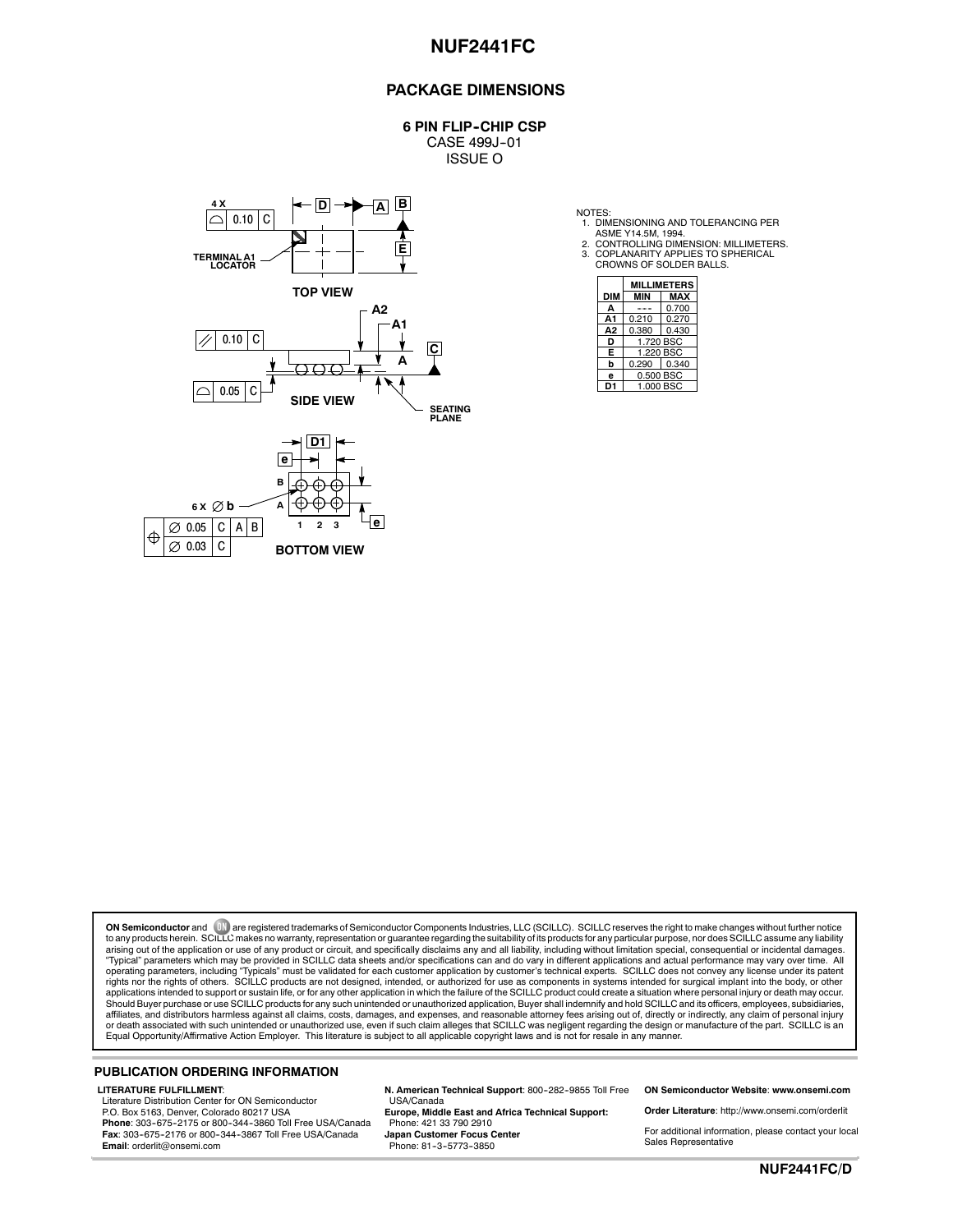## PACKAGE DIMENSIONS

**6 PIN FLIP-CHIP CSP**
CASE 499J-01
ISSUE O

4 X
0.10 C
D
A
B
E
TERMINAL A1 LOCATOR
TOP VIEW

A2
A1
0.10 C
C
A
0.05 C
SIDE VIEW
SEATING PLANE

D1
e
B
A
6 X ∅ b
∅ 0.05 C A B
∅ 0.03 C
1 2 3
e
BOTTOM VIEW

NOTES:
1. DIMENSIONING AND TOLERANCING PER ASME Y14.5M, 1994.
2. CONTROLLING DIMENSION: MILLIMETERS.
3. COPLANARITY APPLIES TO SPHERICAL CROWNS OF SOLDER BALLS.

| DIM | MILLIMETERS MIN | MILLIMETERS MAX |
|---|---|---|
| A | --- | 0.700 |
| A1 | 0.210 | 0.270 |
| A2 | 0.380 | 0.430 |
| D | 1.720 BSC | |
| E | 1.220 BSC | |
| b | 0.290 | 0.340 |
| e | 0.500 BSC | |
| D1 | 1.000 BSC | |

**ON Semiconductor** and ON are registered trademarks of Semiconductor Components Industries, LLC (SCILLC). SCILLC reserves the right to make changes without further notice to any products herein. SCILLC makes no warranty, representation or guarantee regarding the suitability of its products for any particular purpose, nor does SCILLC assume any liability arising out of the application or use of any product or circuit, and specifically disclaims any and all liability, including without limitation special, consequential or incidental damages. "Typical" parameters which may be provided in SCILLC data sheets and/or specifications can and do vary in different applications and actual performance may vary over time. All operating parameters, including "Typicals" must be validated for each customer application by customer's technical experts. SCILLC does not convey any license under its patent rights nor the rights of others. SCILLC products are not designed, intended, or authorized for use as components in systems intended for surgical implant into the body, or other applications intended to support or sustain life, or for any other application in which the failure of the SCILLC product could create a situation where personal injury or death may occur. Should Buyer purchase or use SCILLC products for any such unintended or unauthorized application, Buyer shall indemnify and hold SCILLC and its officers, employees, subsidiaries, affiliates, and distributors harmless against all claims, costs, damages, and expenses, and reasonable attorney fees arising out of, directly or indirectly, any claim of personal injury or death associated with such unintended or unauthorized use, even if such claim alleges that SCILLC was negligent regarding the design or manufacture of the part. SCILLC is an Equal Opportunity/Affirmative Action Employer. This literature is subject to all applicable copyright laws and is not for resale in any manner.

### PUBLICATION ORDERING INFORMATION

**LITERATURE FULFILLMENT**:
Literature Distribution Center for ON Semiconductor
P.O. Box 5163, Denver, Colorado 80217 USA
**Phone**: 303-675-2175 or 800-344-3860 Toll Free USA/Canada
**Fax**: 303-675-2176 or 800-344-3867 Toll Free USA/Canada
**Email**: orderlit@onsemi.com

**N. American Technical Support**: 800-282-9855 Toll Free USA/Canada
**Europe, Middle East and Africa Technical Support:**
Phone: 421 33 790 2910
**Japan Customer Focus Center**
Phone: 81-3-5773-3850

**ON Semiconductor Website**: **www.onsemi.com**

**Order Literature**: http://www.onsemi.com/orderlit

For additional information, please contact your local Sales Representative

**NUF2441FC/D**